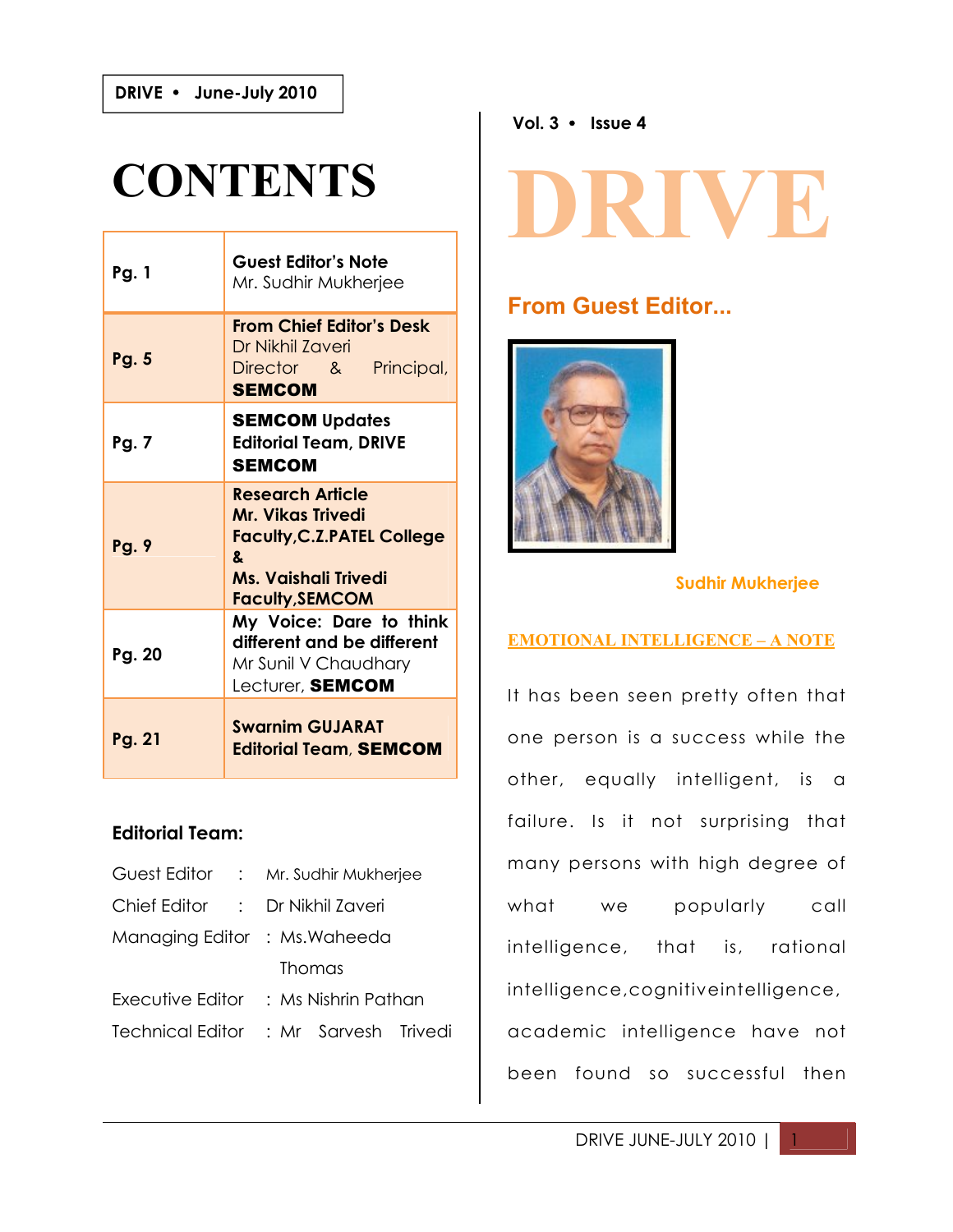DRIVE • June-July 2010

# CONTENTS

| | |
|---|---|
| Pg. 1 | **Guest Editor's Note** Mr. Sudhir Mukherjee |
| Pg. 5 | **From Chief Editor's Desk** Dr Nikhil Zaveri Director & Principal, **SEMCOM** |
| Pg. 7 | **SEMCOM Updates Editorial Team, DRIVE SEMCOM** |
| Pg. 9 | **Research Article Mr. Vikas Trivedi Faculty,C.Z.PATEL College & Ms. Vaishali Trivedi Faculty,SEMCOM** |
| Pg. 20 | **My Voice: Dare to think different and be different** Mr Sunil V Chaudhary Lecturer, **SEMCOM** |
| Pg. 21 | **Swarnim GUJARAT Editorial Team, SEMCOM** |

**Editorial Team:**

Guest Editor : Mr. Sudhir Mukherjee
Chief Editor : Dr Nikhil Zaveri
Managing Editor : Ms.Waheeda Thomas
Executive Editor : Ms Nishrin Pathan
Technical Editor : Mr Sarvesh Trivedi

Vol. 3 • Issue 4

# DRIVE

## From Guest Editor...

**Sudhir Mukherjee**

### EMOTIONAL INTELLIGENCE – A NOTE

It has been seen pretty often that one person is a success while the other, equally intelligent, is a failure. Is it not surprising that many persons with high degree of what we popularly call intelligence, that is, rational intelligence,cognitiveintelligence, academic intelligence have not been found so successful then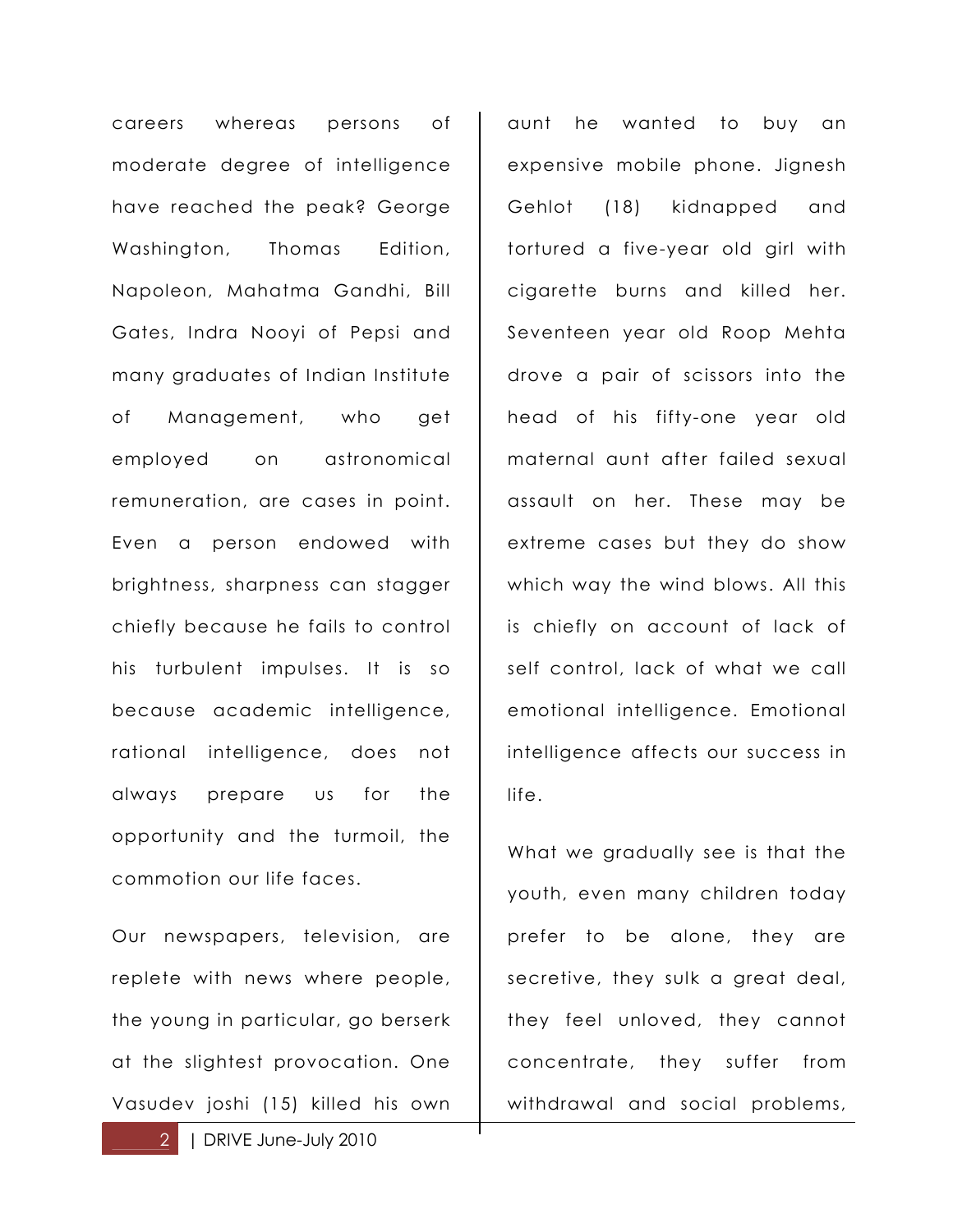careers whereas persons of moderate degree of intelligence have reached the peak? George Washington, Thomas Edition, Napoleon, Mahatma Gandhi, Bill Gates, Indra Nooyi of Pepsi and many graduates of Indian Institute of Management, who get employed on astronomical remuneration, are cases in point. Even a person endowed with brightness, sharpness can stagger chiefly because he fails to control his turbulent impulses. It is so because academic intelligence, rational intelligence, does not always prepare us for the opportunity and the turmoil, the commotion our life faces.

Our newspapers, television, are replete with news where people, the young in particular, go berserk at the slightest provocation. One Vasudev joshi (15) killed his own aunt he wanted to buy an expensive mobile phone. Jignesh Gehlot (18) kidnapped and tortured a five-year old girl with cigarette burns and killed her. Seventeen year old Roop Mehta drove a pair of scissors into the head of his fifty-one year old maternal aunt after failed sexual assault on her. These may be extreme cases but they do show which way the wind blows. All this is chiefly on account of lack of self control, lack of what we call emotional intelligence. Emotional intelligence affects our success in life.

What we gradually see is that the youth, even many children today prefer to be alone, they are secretive, they sulk a great deal, they feel unloved, they cannot concentrate, they suffer from withdrawal and social problems,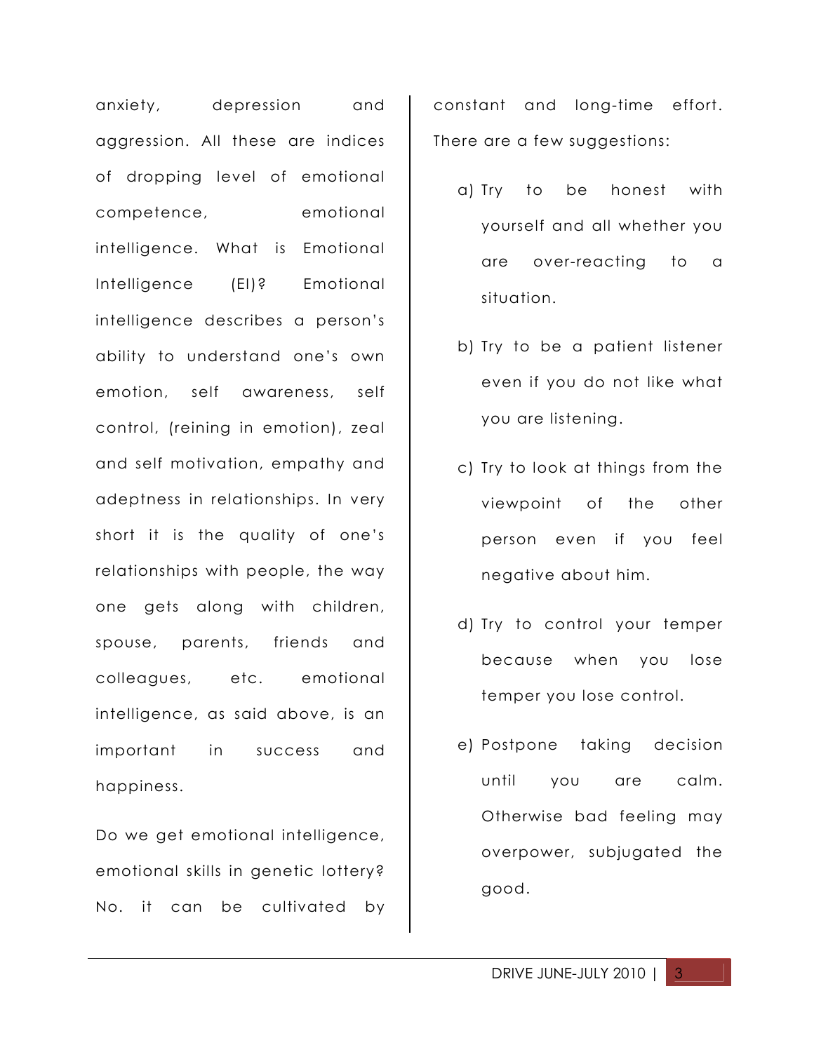anxiety, depression and aggression. All these are indices of dropping level of emotional competence, emotional intelligence. What is Emotional Intelligence (EI)? Emotional intelligence describes a person's ability to understand one's own emotion, self awareness, self control, (reining in emotion), zeal and self motivation, empathy and adeptness in relationships. In very short it is the quality of one's relationships with people, the way one gets along with children, spouse, parents, friends and colleagues, etc. emotional intelligence, as said above, is an important in success and happiness.

Do we get emotional intelligence, emotional skills in genetic lottery? No. it can be cultivated by constant and long-time effort. There are a few suggestions:

a) Try to be honest with yourself and all whether you are over-reacting to a situation.

b) Try to be a patient listener even if you do not like what you are listening.

c) Try to look at things from the viewpoint of the other person even if you feel negative about him.

d) Try to control your temper because when you lose temper you lose control.

e) Postpone taking decision until you are calm. Otherwise bad feeling may overpower, subjugated the good.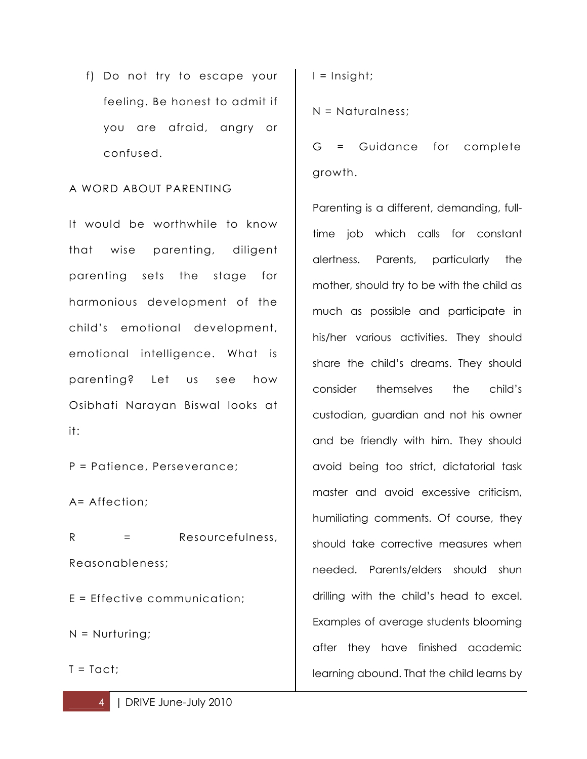f) Do not try to escape your feeling. Be honest to admit if you are afraid, angry or confused.

## A WORD ABOUT PARENTING

It would be worthwhile to know that wise parenting, diligent parenting sets the stage for harmonious development of the child's emotional development, emotional intelligence. What is parenting? Let us see how Osibhati Narayan Biswal looks at it:

P = Patience, Perseverance;

A= Affection;

R = Resourcefulness, Reasonableness;

E = Effective communication;

N = Nurturing;

T = Tact;

I = Insight;

N = Naturalness;

G = Guidance for complete growth.

Parenting is a different, demanding, full-time job which calls for constant alertness. Parents, particularly the mother, should try to be with the child as much as possible and participate in his/her various activities. They should share the child's dreams. They should consider themselves the child's custodian, guardian and not his owner and be friendly with him. They should avoid being too strict, dictatorial task master and avoid excessive criticism, humiliating comments. Of course, they should take corrective measures when needed. Parents/elders should shun drilling with the child's head to excel. Examples of average students blooming after they have finished academic learning abound. That the child learns by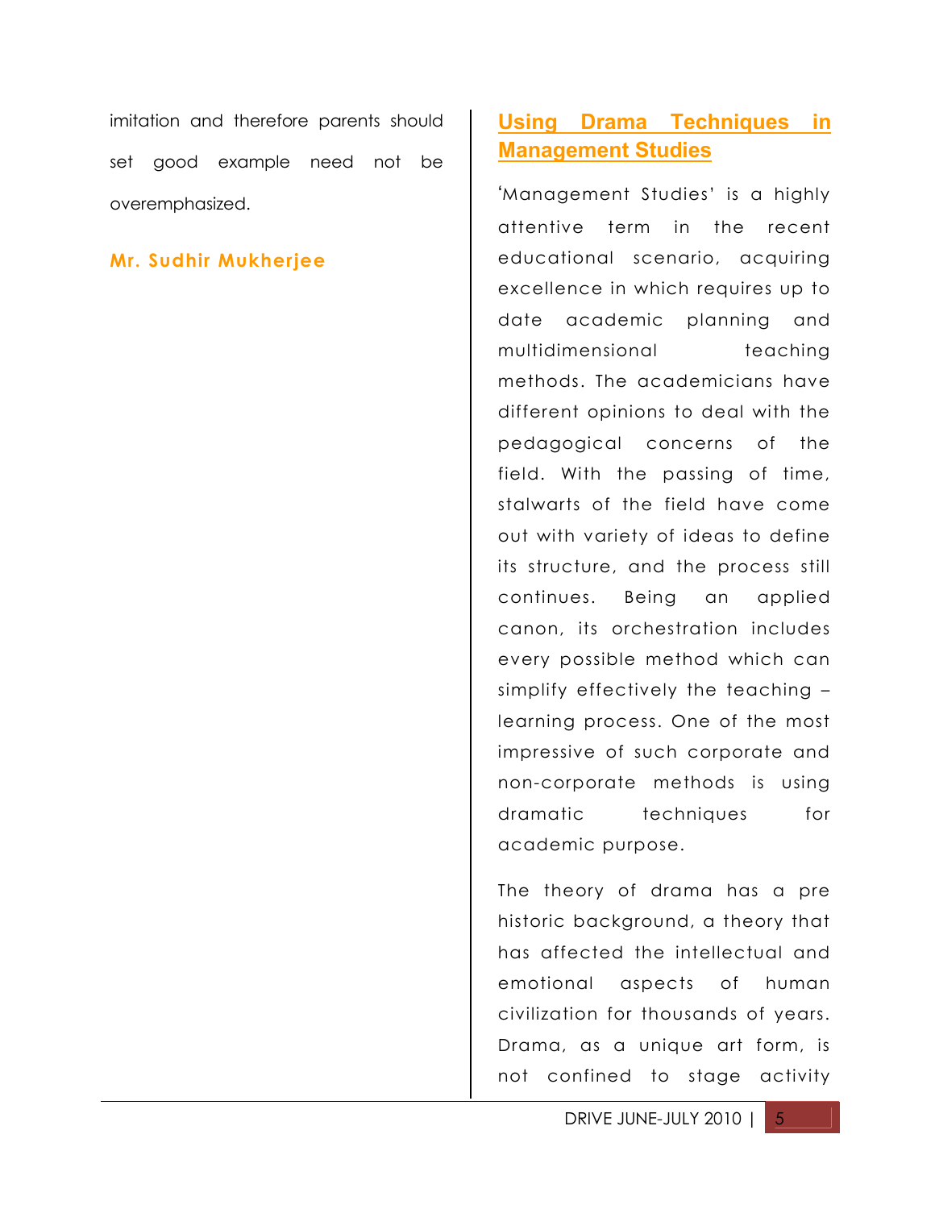imitation and therefore parents should set good example need not be overemphasized.

**Mr. Sudhir Mukherjee**

## Using Drama Techniques in Management Studies

'Management Studies' is a highly attentive term in the recent educational scenario, acquiring excellence in which requires up to date academic planning and multidimensional teaching methods. The academicians have different opinions to deal with the pedagogical concerns of the field. With the passing of time, stalwarts of the field have come out with variety of ideas to define its structure, and the process still continues. Being an applied canon, its orchestration includes every possible method which can simplify effectively the teaching – learning process. One of the most impressive of such corporate and non-corporate methods is using dramatic techniques for academic purpose.

The theory of drama has a pre historic background, a theory that has affected the intellectual and emotional aspects of human civilization for thousands of years. Drama, as a unique art form, is not confined to stage activity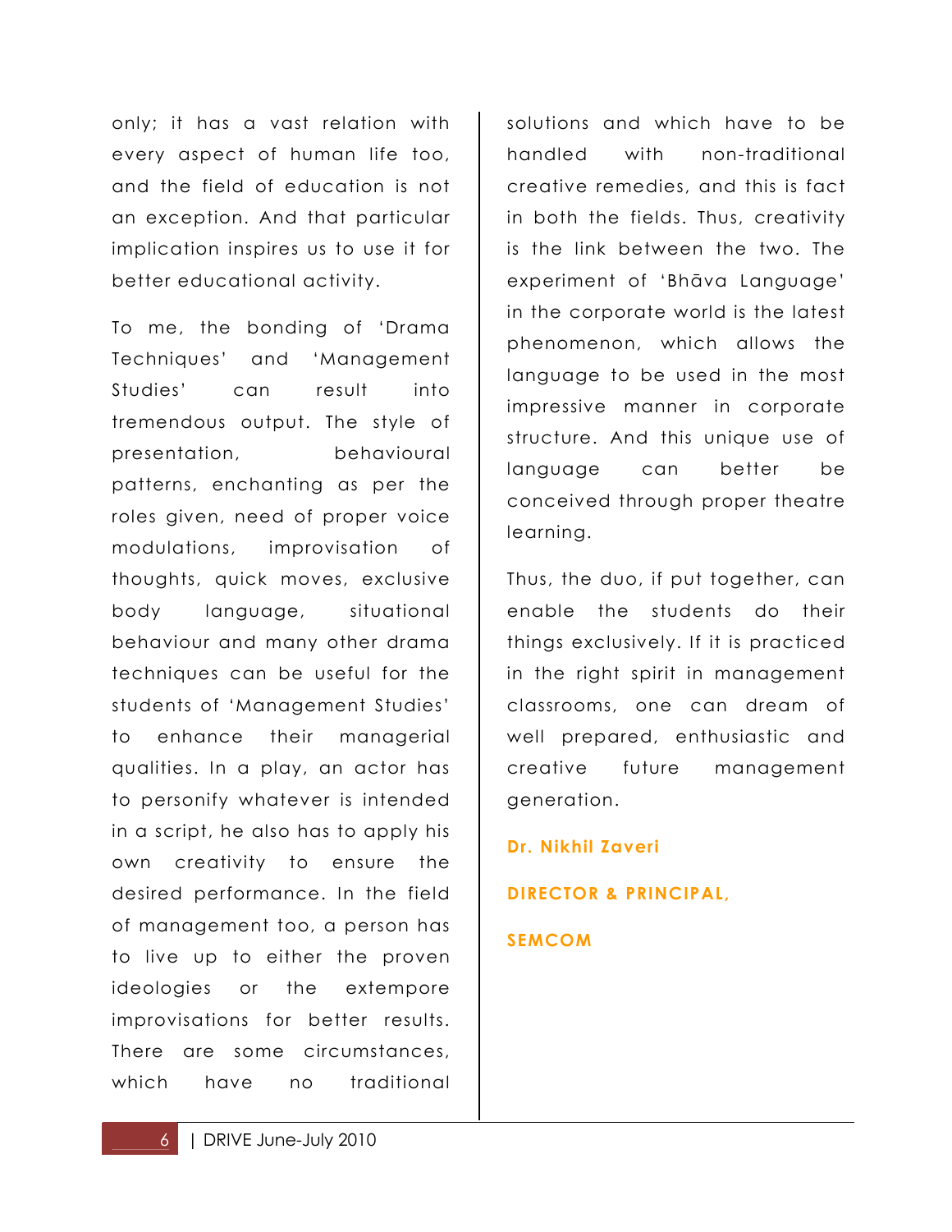only; it has a vast relation with every aspect of human life too, and the field of education is not an exception. And that particular implication inspires us to use it for better educational activity.

To me, the bonding of 'Drama Techniques' and 'Management Studies' can result into tremendous output. The style of presentation, behavioural patterns, enchanting as per the roles given, need of proper voice modulations, improvisation of thoughts, quick moves, exclusive body language, situational behaviour and many other drama techniques can be useful for the students of 'Management Studies' to enhance their managerial qualities. In a play, an actor has to personify whatever is intended in a script, he also has to apply his own creativity to ensure the desired performance. In the field of management too, a person has to live up to either the proven ideologies or the extempore improvisations for better results. There are some circumstances, which have no traditional solutions and which have to be handled with non-traditional creative remedies, and this is fact in both the fields. Thus, creativity is the link between the two. The experiment of 'Bhāva Language' in the corporate world is the latest phenomenon, which allows the language to be used in the most impressive manner in corporate structure. And this unique use of language can better be conceived through proper theatre learning.

Thus, the duo, if put together, can enable the students do their things exclusively. If it is practiced in the right spirit in management classrooms, one can dream of well prepared, enthusiastic and creative future management generation.

**Dr. Nikhil Zaveri**

**DIRECTOR & PRINCIPAL,**

**SEMCOM**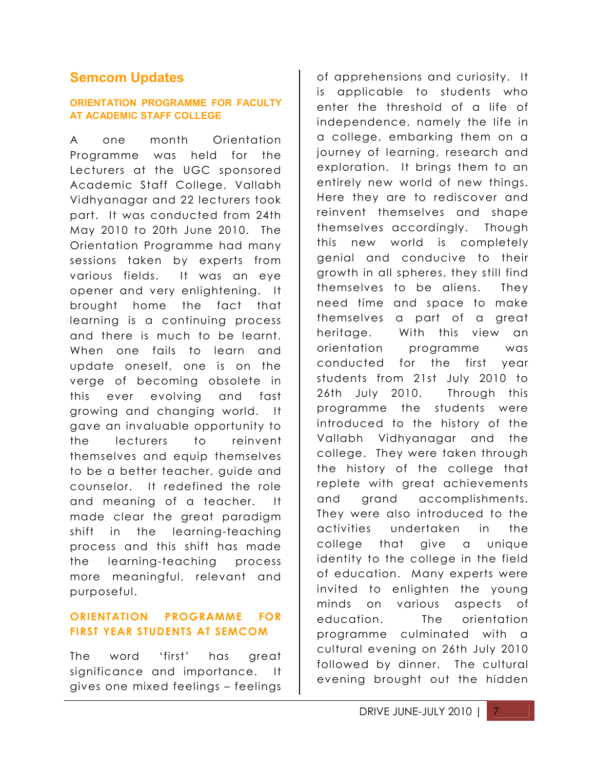## Semcom Updates

### ORIENTATION PROGRAMME FOR FACULTY AT ACADEMIC STAFF COLLEGE

A one month Orientation Programme was held for the Lecturers at the UGC sponsored Academic Staff College, Vallabh Vidhyanagar and 22 lecturers took part. It was conducted from 24th May 2010 to 20th June 2010. The Orientation Programme had many sessions taken by experts from various fields. It was an eye opener and very enlightening. It brought home the fact that learning is a continuing process and there is much to be learnt. When one fails to learn and update oneself, one is on the verge of becoming obsolete in this ever evolving and fast growing and changing world. It gave an invaluable opportunity to the lecturers to reinvent themselves and equip themselves to be a better teacher, guide and counselor. It redefined the role and meaning of a teacher. It made clear the great paradigm shift in the learning-teaching process and this shift has made the learning-teaching process more meaningful, relevant and purposeful.

### ORIENTATION PROGRAMME FOR FIRST YEAR STUDENTS AT SEMCOM

The word 'first' has great significance and importance. It gives one mixed feelings – feelings of apprehensions and curiosity. It is applicable to students who enter the threshold of a life of independence, namely the life in a college, embarking them on a journey of learning, research and exploration. It brings them to an entirely new world of new things. Here they are to rediscover and reinvent themselves and shape themselves accordingly. Though this new world is completely genial and conducive to their growth in all spheres, they still find themselves to be aliens. They need time and space to make themselves a part of a great heritage. With this view an orientation programme was conducted for the first year students from 21st July 2010 to 26th July 2010. Through this programme the students were introduced to the history of the Vallabh Vidhyanagar and the college. They were taken through the history of the college that replete with great achievements and grand accomplishments. They were also introduced to the activities undertaken in the college that give a unique identity to the college in the field of education. Many experts were invited to enlighten the young minds on various aspects of education. The orientation programme culminated with a cultural evening on 26th July 2010 followed by dinner. The cultural evening brought out the hidden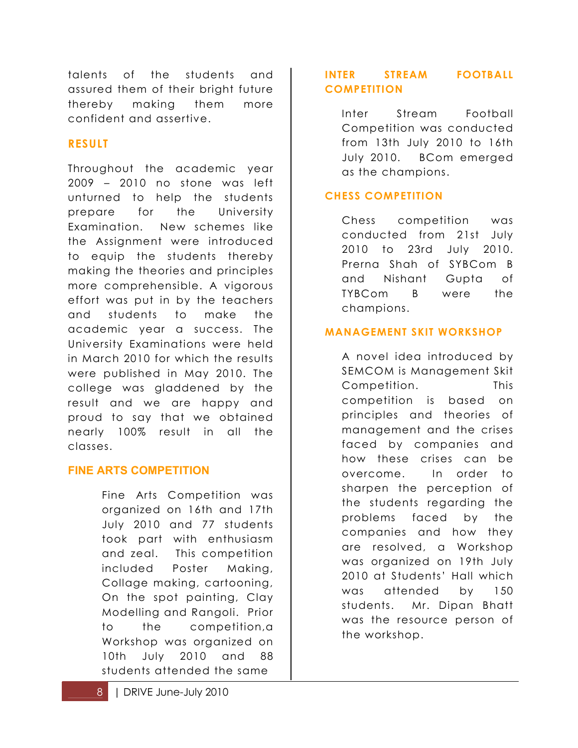talents of the students and assured them of their bright future thereby making them more confident and assertive.

## RESULT

Throughout the academic year 2009 – 2010 no stone was left unturned to help the students prepare for the University Examination. New schemes like the Assignment were introduced to equip the students thereby making the theories and principles more comprehensible. A vigorous effort was put in by the teachers and students to make the academic year a success. The University Examinations were held in March 2010 for which the results were published in May 2010. The college was gladdened by the result and we are happy and proud to say that we obtained nearly 100% result in all the classes.

## FINE ARTS COMPETITION

Fine Arts Competition was organized on 16th and 17th July 2010 and 77 students took part with enthusiasm and zeal. This competition included Poster Making, Collage making, cartooning, On the spot painting, Clay Modelling and Rangoli. Prior to the competition,a Workshop was organized on 10th July 2010 and 88 students attended the same

## INTER STREAM FOOTBALL COMPETITION

Inter Stream Football Competition was conducted from 13th July 2010 to 16th July 2010. BCom emerged as the champions.

## CHESS COMPETITION

Chess competition was conducted from 21st July 2010 to 23rd July 2010. Prerna Shah of SYBCom B and Nishant Gupta of TYBCom B were the champions.

## MANAGEMENT SKIT WORKSHOP

A novel idea introduced by SEMCOM is Management Skit Competition. This competition is based on principles and theories of management and the crises faced by companies and how these crises can be overcome. In order to sharpen the perception of the students regarding the problems faced by the companies and how they are resolved, a Workshop was organized on 19th July 2010 at Students' Hall which was attended by 150 students. Mr. Dipan Bhatt was the resource person of the workshop.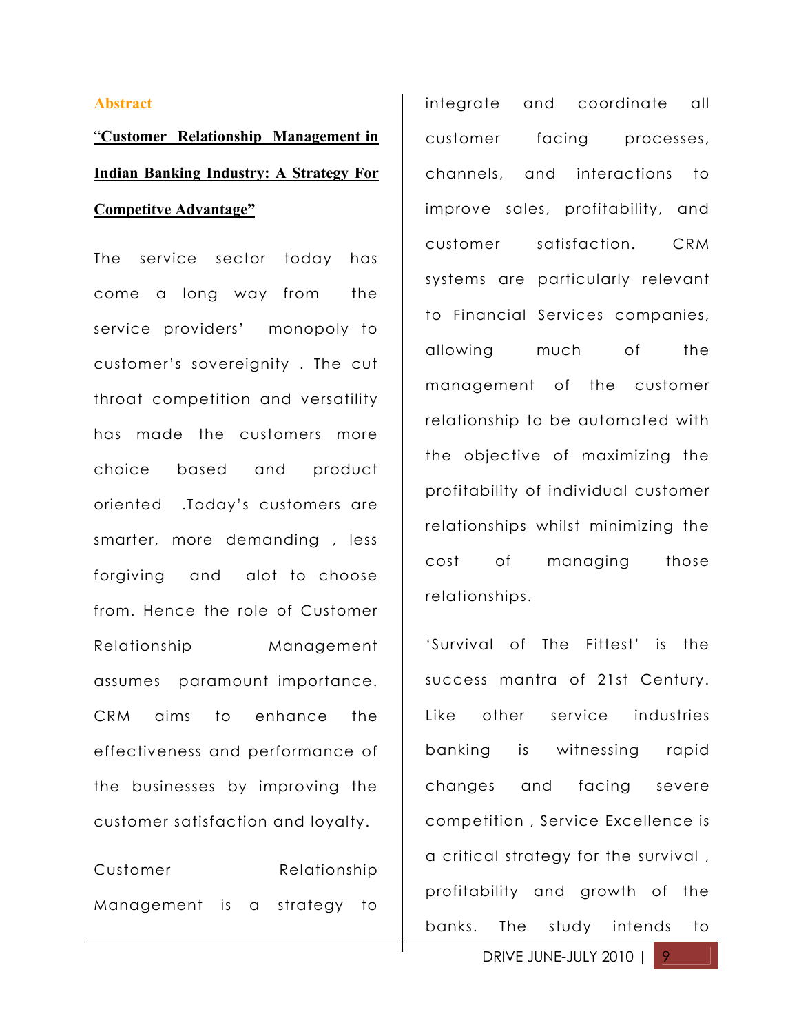**Abstract**

**"Customer Relationship Management in Indian Banking Industry: A Strategy For Competitve Advantage"**

The service sector today has come a long way from the service providers' monopoly to customer's sovereignity . The cut throat competition and versatility has made the customers more choice based and product oriented .Today's customers are smarter, more demanding , less forgiving and alot to choose from. Hence the role of Customer Relationship Management assumes paramount importance. CRM aims to enhance the effectiveness and performance of the businesses by improving the customer satisfaction and loyalty.

Customer Relationship Management is a strategy to integrate and coordinate all customer facing processes, channels, and interactions to improve sales, profitability, and customer satisfaction. CRM systems are particularly relevant to Financial Services companies, allowing much of the management of the customer relationship to be automated with the objective of maximizing the profitability of individual customer relationships whilst minimizing the cost of managing those relationships.

'Survival of The Fittest' is the success mantra of 21st Century. Like other service industries banking is witnessing rapid changes and facing severe competition , Service Excellence is a critical strategy for the survival , profitability and growth of the banks. The study intends to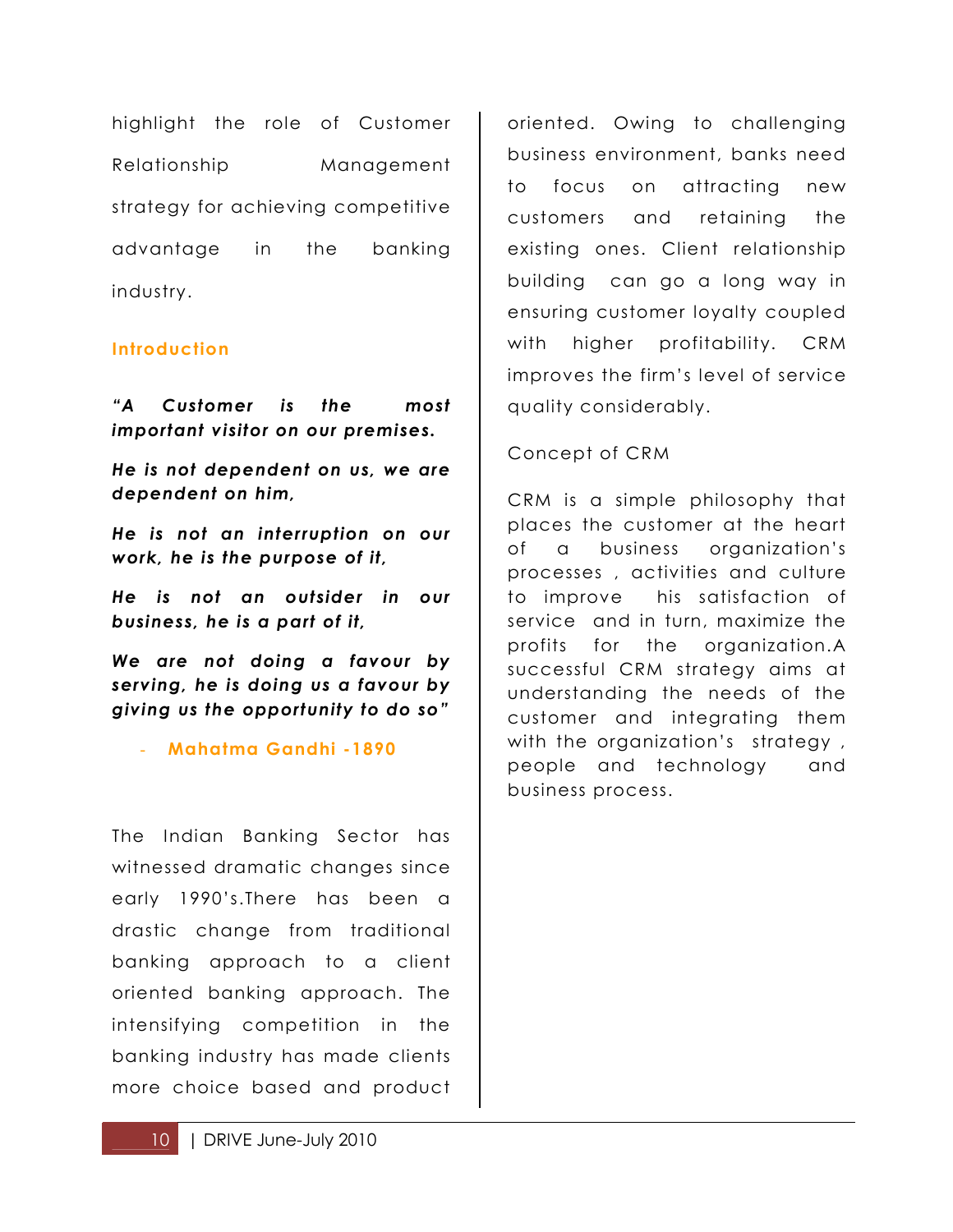highlight the role of Customer Relationship Management strategy for achieving competitive advantage in the banking industry.

## Introduction

***"A Customer is the most important visitor on our premises.***

***He is not dependent on us, we are dependent on him,***

***He is not an interruption on our work, he is the purpose of it,***

***He is not an outsider in our business, he is a part of it,***

***We are not doing a favour by serving, he is doing us a favour by giving us the opportunity to do so"***

- **Mahatma Gandhi -1890**

The Indian Banking Sector has witnessed dramatic changes since early 1990's.There has been a drastic change from traditional banking approach to a client oriented banking approach. The intensifying competition in the banking industry has made clients more choice based and product oriented. Owing to challenging business environment, banks need to focus on attracting new customers and retaining the existing ones. Client relationship building can go a long way in ensuring customer loyalty coupled with higher profitability. CRM improves the firm's level of service quality considerably.

### Concept of CRM

CRM is a simple philosophy that places the customer at the heart of a business organization's processes , activities and culture to improve his satisfaction of service and in turn, maximize the profits for the organization.A successful CRM strategy aims at understanding the needs of the customer and integrating them with the organization's strategy , people and technology and business process.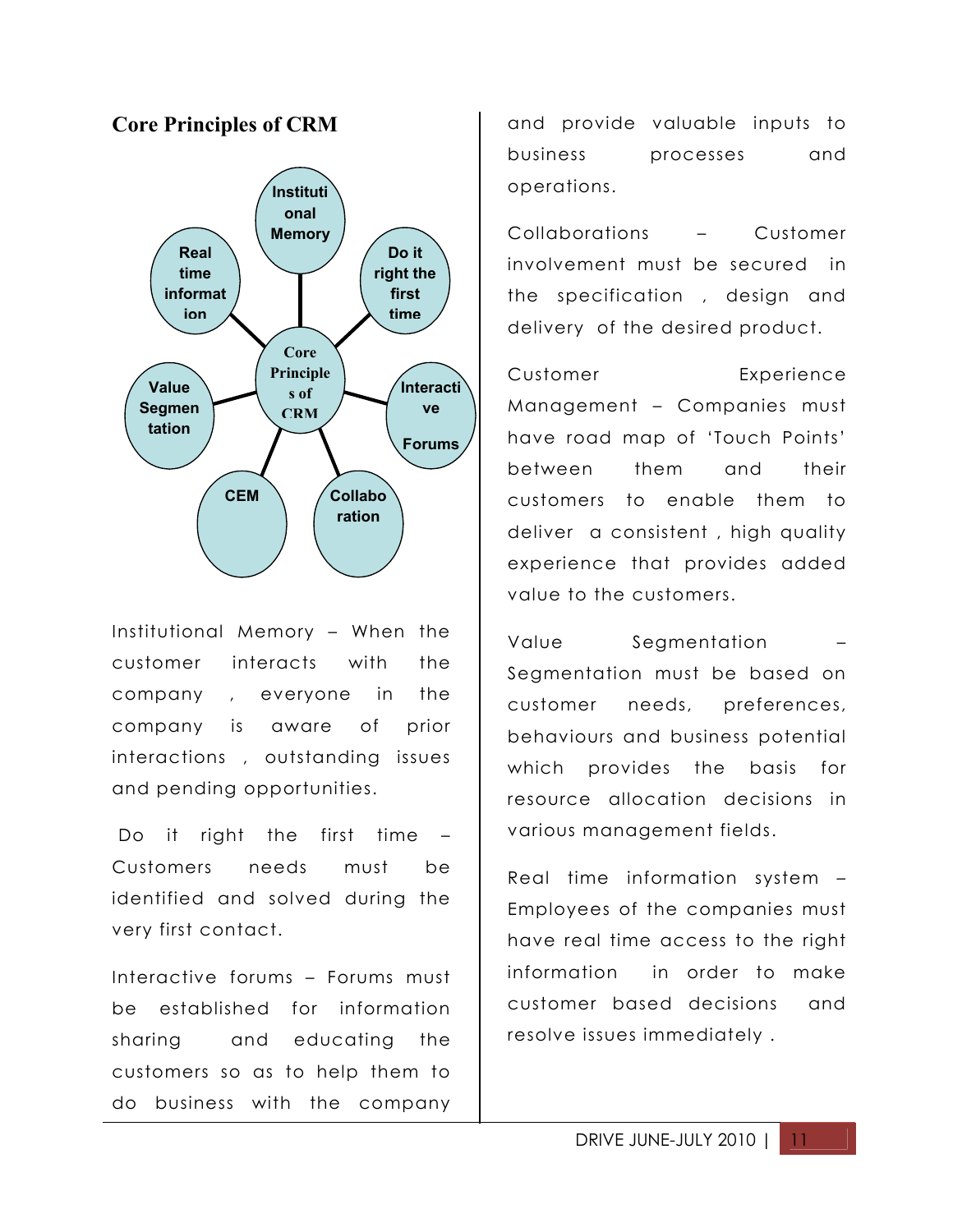## Core Principles of CRM

Core Principles of CRM: Institutional Memory; Do it right the first time; Interactive Forums; Collaboration; CEM; Value Segmentation; Real time information

Institutional Memory – When the customer interacts with the company , everyone in the company is aware of prior interactions , outstanding issues and pending opportunities.

Do it right the first time – Customers needs must be identified and solved during the very first contact.

Interactive forums – Forums must be established for information sharing and educating the customers so as to help them to do business with the company and provide valuable inputs to business processes and operations.

Collaborations – Customer involvement must be secured in the specification , design and delivery of the desired product.

Customer Experience Management – Companies must have road map of 'Touch Points' between them and their customers to enable them to deliver a consistent , high quality experience that provides added value to the customers.

Value Segmentation – Segmentation must be based on customer needs, preferences, behaviours and business potential which provides the basis for resource allocation decisions in various management fields.

Real time information system – Employees of the companies must have real time access to the right information in order to make customer based decisions and resolve issues immediately .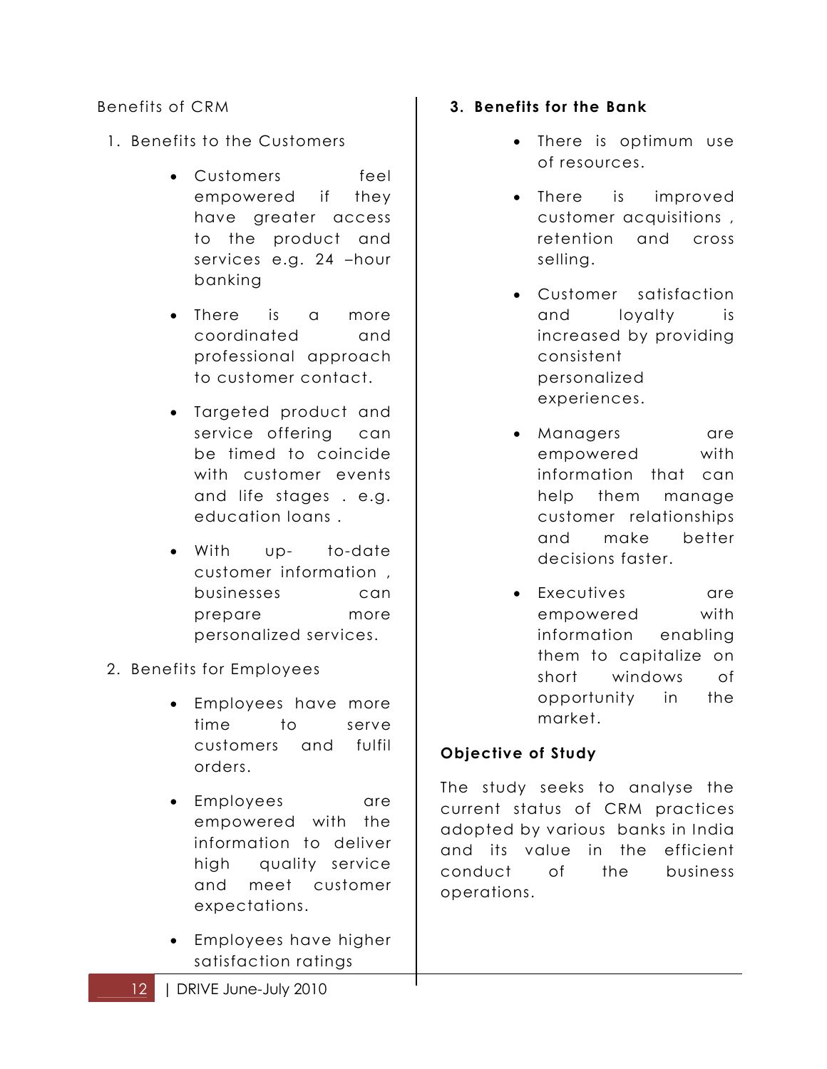Benefits of CRM

1. Benefits to the Customers

   - Customers feel empowered if they have greater access to the product and services e.g. 24 –hour banking
   - There is a more coordinated and professional approach to customer contact.
   - Targeted product and service offering can be timed to coincide with customer events and life stages . e.g. education loans .
   - With up- to-date customer information , businesses can prepare more personalized services.

2. Benefits for Employees

   - Employees have more time to serve customers and fulfil orders.
   - Employees are empowered with the information to deliver high quality service and meet customer expectations.
   - Employees have higher satisfaction ratings

3. **Benefits for the Bank**

   - There is optimum use of resources.
   - There is improved customer acquisitions , retention and cross selling.
   - Customer satisfaction and loyalty is increased by providing consistent personalized experiences.
   - Managers are empowered with information that can help them manage customer relationships and make better decisions faster.
   - Executives are empowered with information enabling them to capitalize on short windows of opportunity in the market.

**Objective of Study**

The study seeks to analyse the current status of CRM practices adopted by various banks in India and its value in the efficient conduct of the business operations.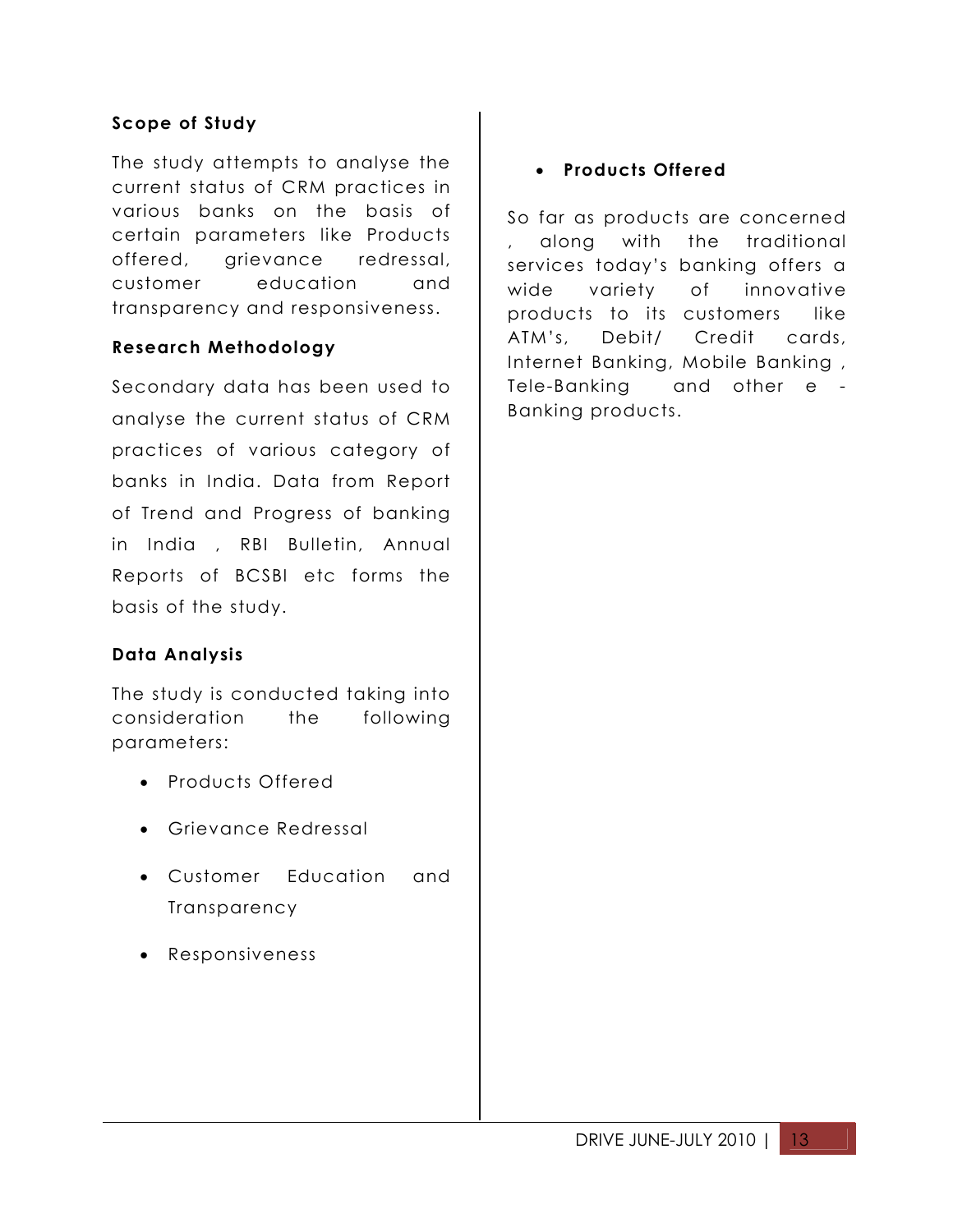### Scope of Study

The study attempts to analyse the current status of CRM practices in various banks on the basis of certain parameters like Products offered, grievance redressal, customer education and transparency and responsiveness.

### Research Methodology

Secondary data has been used to analyse the current status of CRM practices of various category of banks in India. Data from Report of Trend and Progress of banking in India , RBI Bulletin, Annual Reports of BCSBI etc forms the basis of the study.

### Data Analysis

The study is conducted taking into consideration the following parameters:

- Products Offered
- Grievance Redressal
- Customer Education and Transparency
- Responsiveness

- **Products Offered**

So far as products are concerned , along with the traditional services today's banking offers a wide variety of innovative products to its customers like ATM's, Debit/ Credit cards, Internet Banking, Mobile Banking , Tele-Banking and other e - Banking products.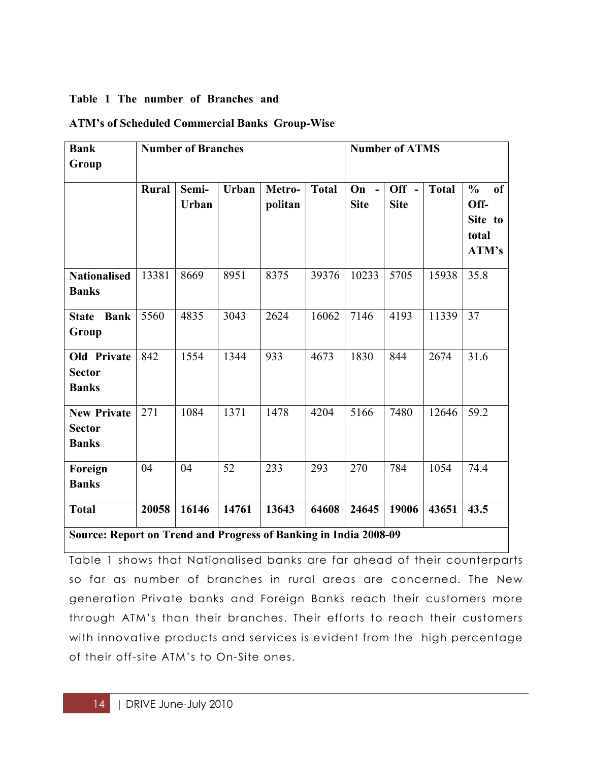**Table 1 The number of Branches and ATM's of Scheduled Commercial Banks Group-Wise**

| Bank Group | Number of Branches | | | | | Number of ATMS | | | |
|---|---|---|---|---|---|---|---|---|---|
| | Rural | Semi-Urban | Urban | Metro-politan | Total | On - Site | Off - Site | Total | % of Off-Site to total ATM's |
| **Nationalised Banks** | 13381 | 8669 | 8951 | 8375 | 39376 | 10233 | 5705 | 15938 | 35.8 |
| **State Bank Group** | 5560 | 4835 | 3043 | 2624 | 16062 | 7146 | 4193 | 11339 | 37 |
| **Old Private Sector Banks** | 842 | 1554 | 1344 | 933 | 4673 | 1830 | 844 | 2674 | 31.6 |
| **New Private Sector Banks** | 271 | 1084 | 1371 | 1478 | 4204 | 5166 | 7480 | 12646 | 59.2 |
| **Foreign Banks** | 04 | 04 | 52 | 233 | 293 | 270 | 784 | 1054 | 74.4 |
| **Total** | **20058** | **16146** | **14761** | **13643** | **64608** | **24645** | **19006** | **43651** | **43.5** |

**Source: Report on Trend and Progress of Banking in India 2008-09**

Table 1 shows that Nationalised banks are far ahead of their counterparts so far as number of branches in rural areas are concerned. The New generation Private banks and Foreign Banks reach their customers more through ATM's than their branches. Their efforts to reach their customers with innovative products and services is evident from the high percentage of their off-site ATM's to On-Site ones.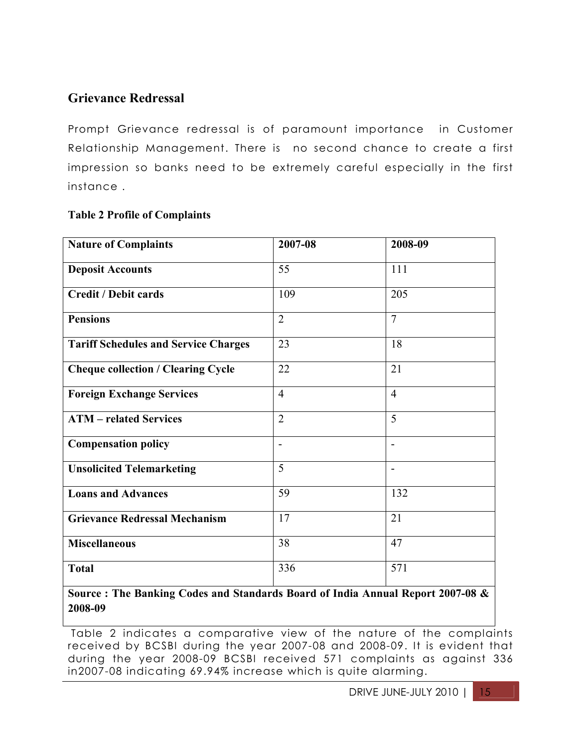## Grievance Redressal

Prompt Grievance redressal is of paramount importance in Customer Relationship Management. There is no second chance to create a first impression so banks need to be extremely careful especially in the first instance .

**Table 2 Profile of Complaints**

| Nature of Complaints | 2007-08 | 2008-09 |
|---|---|---|
| **Deposit Accounts** | 55 | 111 |
| **Credit / Debit cards** | 109 | 205 |
| **Pensions** | 2 | 7 |
| **Tariff Schedules and Service Charges** | 23 | 18 |
| **Cheque collection / Clearing Cycle** | 22 | 21 |
| **Foreign Exchange Services** | 4 | 4 |
| **ATM – related Services** | 2 | 5 |
| **Compensation policy** | - | - |
| **Unsolicited Telemarketing** | 5 | - |
| **Loans and Advances** | 59 | 132 |
| **Grievance Redressal Mechanism** | 17 | 21 |
| **Miscellaneous** | 38 | 47 |
| **Total** | 336 | 571 |

**Source : The Banking Codes and Standards Board of India Annual Report 2007-08 & 2008-09**

Table 2 indicates a comparative view of the nature of the complaints received by BCSBI during the year 2007-08 and 2008-09. It is evident that during the year 2008-09 BCSBI received 571 complaints as against 336 in2007-08 indicating 69.94% increase which is quite alarming.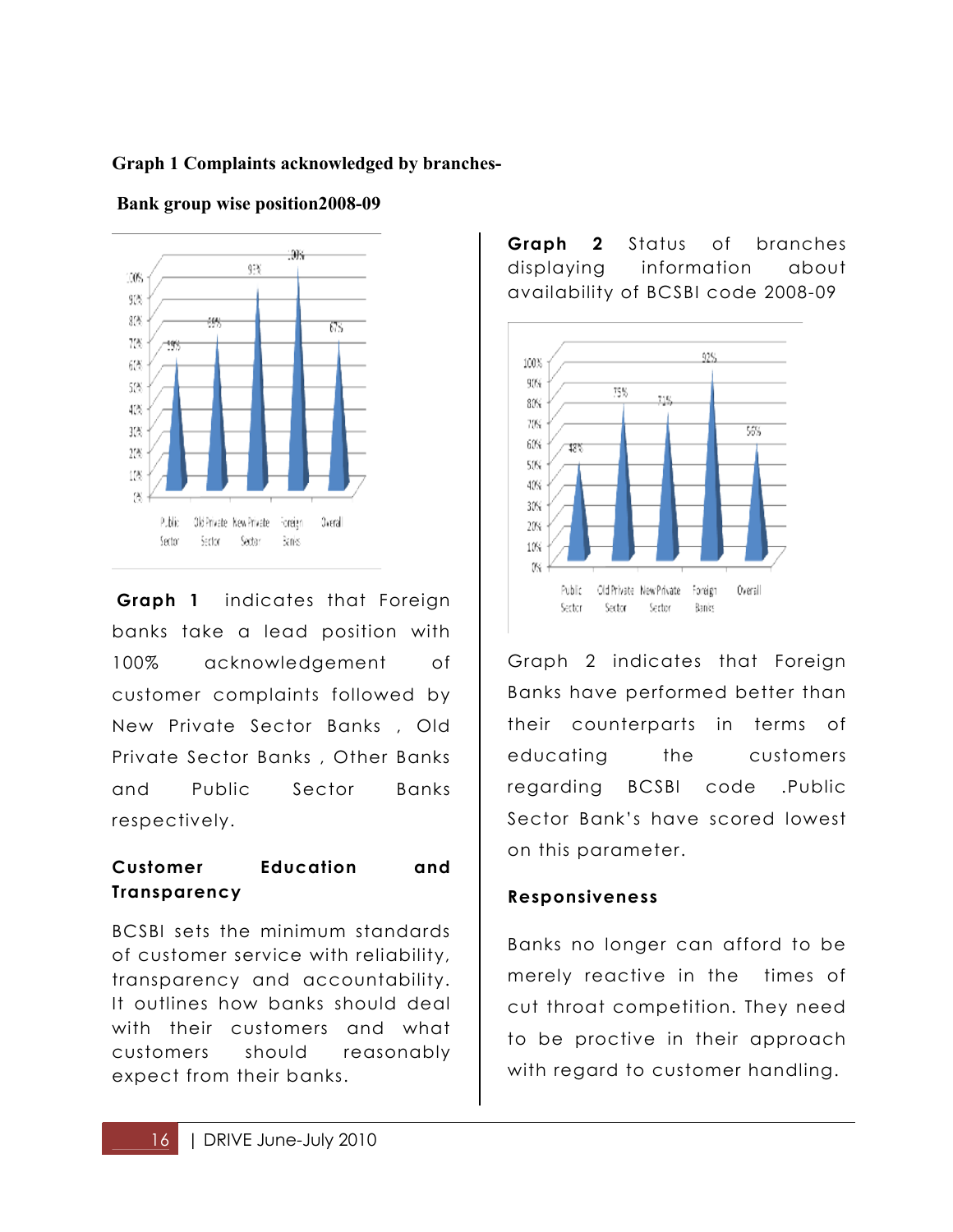**Graph 1 Complaints acknowledged by branches-**

**Bank group wise position2008-09**

**Graph 1** indicates that Foreign banks take a lead position with 100% acknowledgement of customer complaints followed by New Private Sector Banks , Old Private Sector Banks , Other Banks and Public Sector Banks respectively.

**Customer Education and Transparency**

BCSBI sets the minimum standards of customer service with reliability, transparency and accountability. It outlines how banks should deal with their customers and what customers should reasonably expect from their banks.

**Graph 2** Status of branches displaying information about availability of BCSBI code 2008-09

Graph 2 indicates that Foreign Banks have performed better than their counterparts in terms of educating the customers regarding BCSBI code .Public Sector Bank's have scored lowest on this parameter.

**Responsiveness**

Banks no longer can afford to be merely reactive in the times of cut throat competition. They need to be proctive in their approach with regard to customer handling.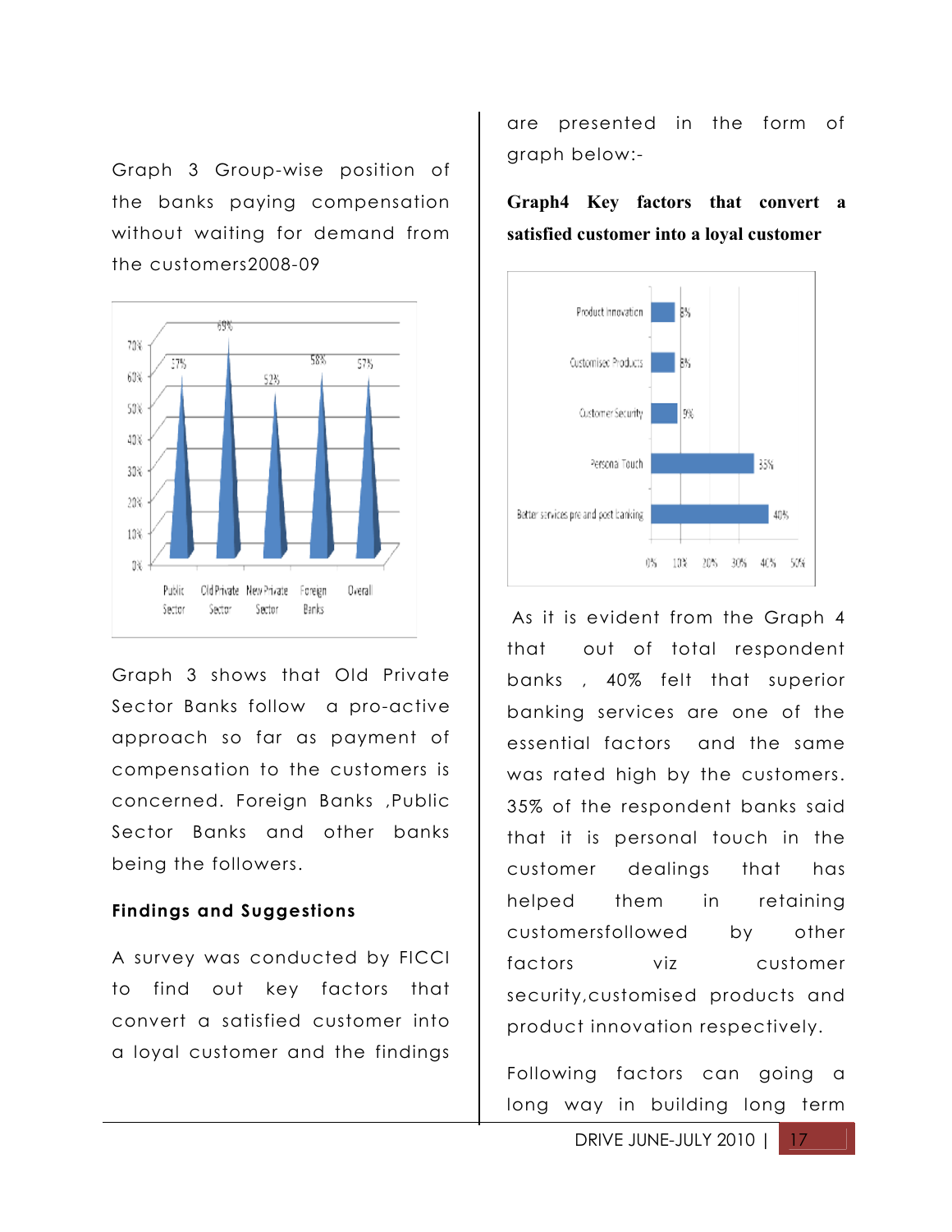Graph 3 Group-wise position of the banks paying compensation without waiting for demand from the customers2008-09

Graph 3 shows that Old Private Sector Banks follow a pro-active approach so far as payment of compensation to the customers is concerned. Foreign Banks ,Public Sector Banks and other banks being the followers.

**Findings and Suggestions**

A survey was conducted by FICCI to find out key factors that convert a satisfied customer into a loyal customer and the findings are presented in the form of graph below:-

**Graph4 Key factors that convert a satisfied customer into a loyal customer**

As it is evident from the Graph 4 that out of total respondent banks , 40% felt that superior banking services are one of the essential factors and the same was rated high by the customers. 35% of the respondent banks said that it is personal touch in the customer dealings that has helped them in retaining customersfollowed by other factors viz customer security,customised products and product innovation respectively.

Following factors can going a long way in building long term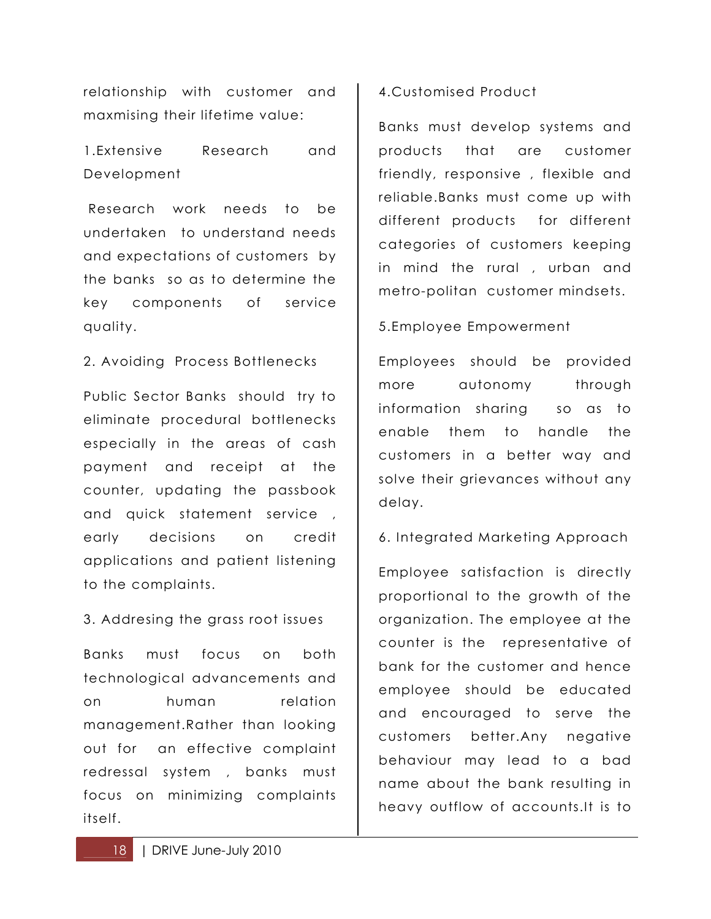relationship with customer and maxmising their lifetime value:

1.Extensive Research and Development

Research work needs to be undertaken to understand needs and expectations of customers by the banks so as to determine the key components of service quality.

2. Avoiding Process Bottlenecks

Public Sector Banks should try to eliminate procedural bottlenecks especially in the areas of cash payment and receipt at the counter, updating the passbook and quick statement service , early decisions on credit applications and patient listening to the complaints.

3. Addresing the grass root issues

Banks must focus on both technological advancements and on human relation management.Rather than looking out for an effective complaint redressal system , banks must focus on minimizing complaints itself.

4.Customised Product

Banks must develop systems and products that are customer friendly, responsive , flexible and reliable.Banks must come up with different products for different categories of customers keeping in mind the rural , urban and metro-politan customer mindsets.

5.Employee Empowerment

Employees should be provided more autonomy through information sharing so as to enable them to handle the customers in a better way and solve their grievances without any delay.

6. Integrated Marketing Approach

Employee satisfaction is directly proportional to the growth of the organization. The employee at the counter is the representative of bank for the customer and hence employee should be educated and encouraged to serve the customers better.Any negative behaviour may lead to a bad name about the bank resulting in heavy outflow of accounts.It is to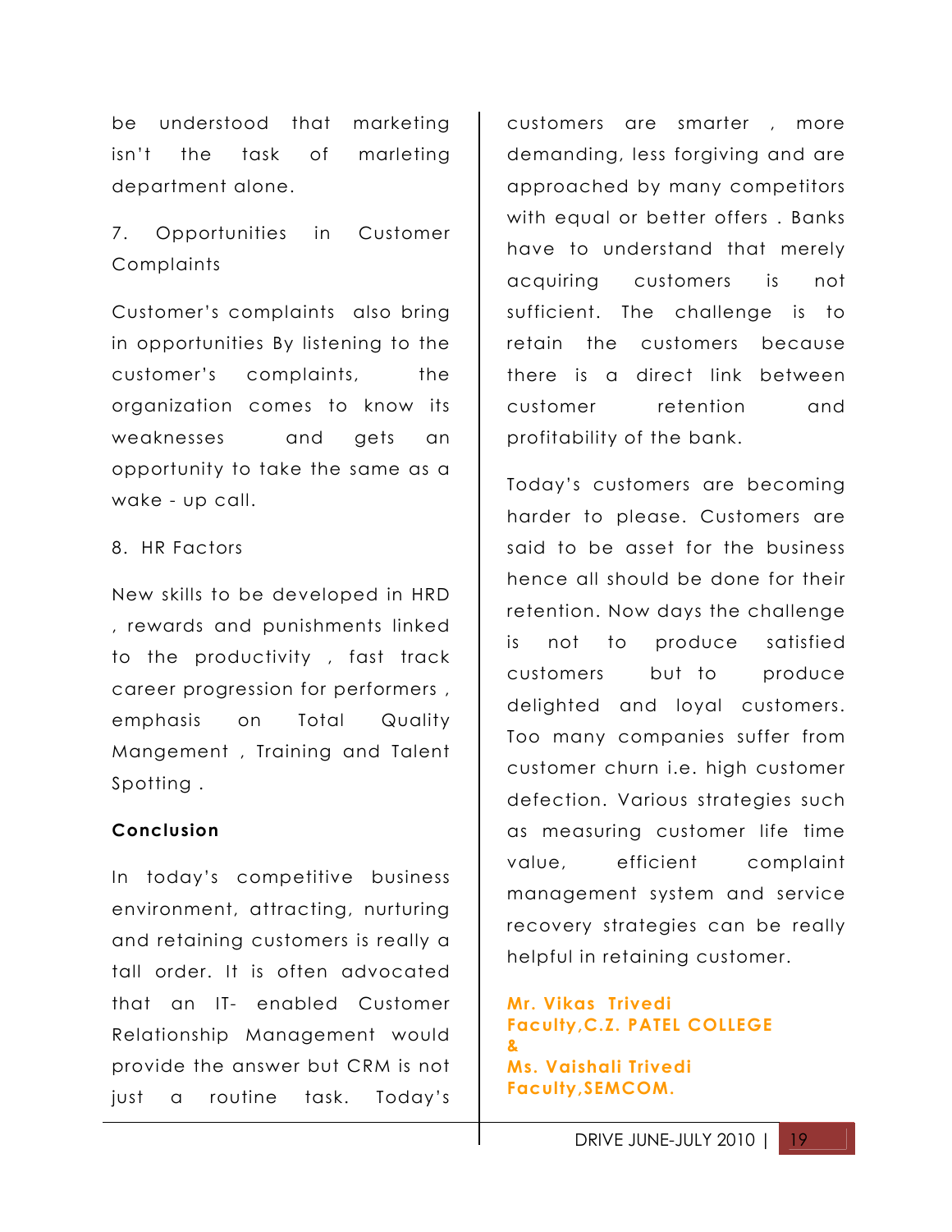be understood that marketing isn't the task of marleting department alone.

7. Opportunities in Customer Complaints

Customer's complaints also bring in opportunities By listening to the customer's complaints, the organization comes to know its weaknesses and gets an opportunity to take the same as a wake - up call.

8. HR Factors

New skills to be developed in HRD , rewards and punishments linked to the productivity , fast track career progression for performers , emphasis on Total Quality Mangement , Training and Talent Spotting .

**Conclusion**

In today's competitive business environment, attracting, nurturing and retaining customers is really a tall order. It is often advocated that an IT- enabled Customer Relationship Management would provide the answer but CRM is not just a routine task. Today's customers are smarter , more demanding, less forgiving and are approached by many competitors with equal or better offers . Banks have to understand that merely acquiring customers is not sufficient. The challenge is to retain the customers because there is a direct link between customer retention and profitability of the bank.

Today's customers are becoming harder to please. Customers are said to be asset for the business hence all should be done for their retention. Now days the challenge is not to produce satisfied customers but to produce delighted and loyal customers. Too many companies suffer from customer churn i.e. high customer defection. Various strategies such as measuring customer life time value, efficient complaint management system and service recovery strategies can be really helpful in retaining customer.

**Mr. Vikas Trivedi**
**Faculty,C.Z. PATEL COLLEGE**
**&**
**Ms. Vaishali Trivedi**
**Faculty,SEMCOM.**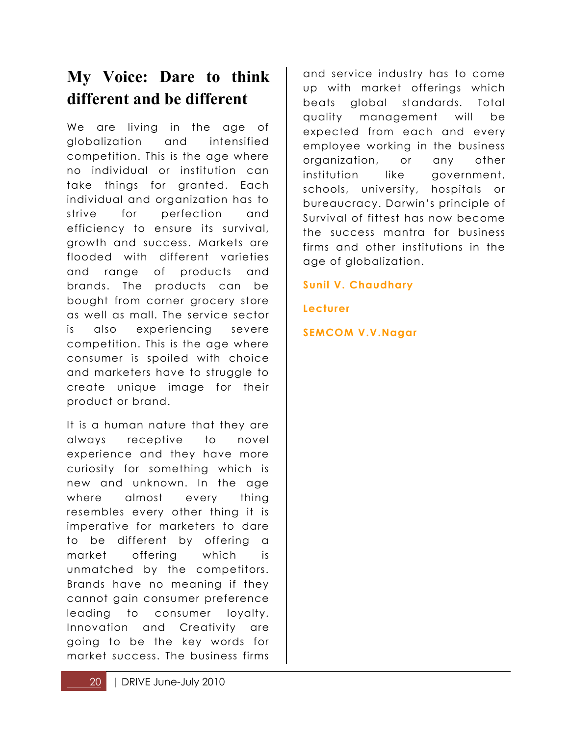# My Voice: Dare to think different and be different

We are living in the age of globalization and intensified competition. This is the age where no individual or institution can take things for granted. Each individual and organization has to strive for perfection and efficiency to ensure its survival, growth and success. Markets are flooded with different varieties and range of products and brands. The products can be bought from corner grocery store as well as mall. The service sector is also experiencing severe competition. This is the age where consumer is spoiled with choice and marketers have to struggle to create unique image for their product or brand.

It is a human nature that they are always receptive to novel experience and they have more curiosity for something which is new and unknown. In the age where almost every thing resembles every other thing it is imperative for marketers to dare to be different by offering a market offering which is unmatched by the competitors. Brands have no meaning if they cannot gain consumer preference leading to consumer loyalty. Innovation and Creativity are going to be the key words for market success. The business firms and service industry has to come up with market offerings which beats global standards. Total quality management will be expected from each and every employee working in the business organization, or any other institution like government, schools, university, hospitals or bureaucracy. Darwin's principle of Survival of fittest has now become the success mantra for business firms and other institutions in the age of globalization.

**Sunil V. Chaudhary**

**Lecturer**

**SEMCOM V.V.Nagar**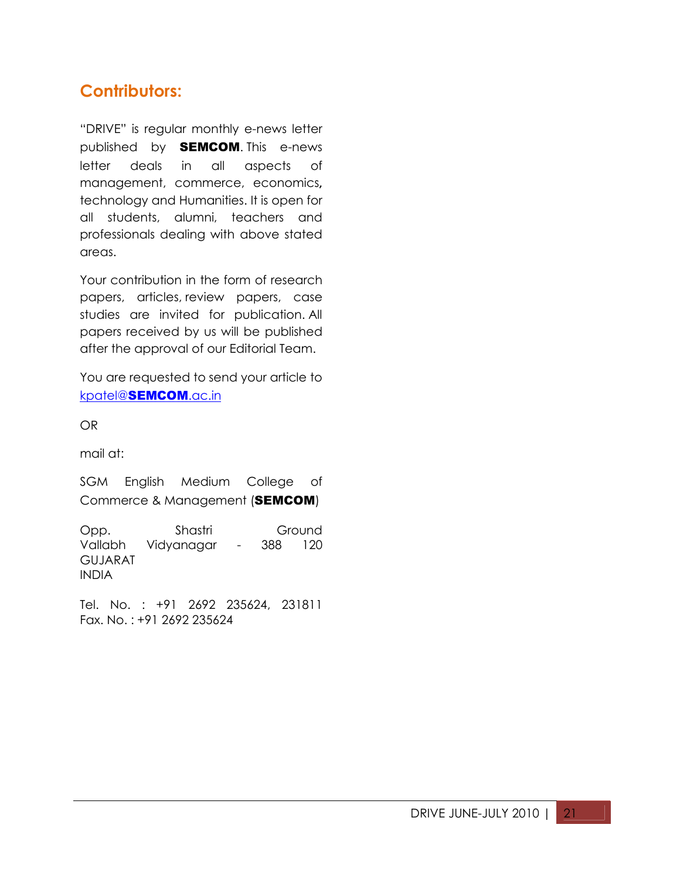## Contributors:

"DRIVE" is regular monthly e-news letter published by **SEMCOM**. This e-news letter deals in all aspects of management, commerce, economics, technology and Humanities. It is open for all students, alumni, teachers and professionals dealing with above stated areas.

Your contribution in the form of research papers, articles, review papers, case studies are invited for publication. All papers received by us will be published after the approval of our Editorial Team.

You are requested to send your article to kpatel@**SEMCOM**.ac.in

OR

mail at:

SGM English Medium College of Commerce & Management (**SEMCOM**)

Opp. Shastri Ground  
Vallabh Vidyanagar - 388 120  
GUJARAT  
INDIA

Tel. No. : +91 2692 235624, 231811  
Fax. No. : +91 2692 235624